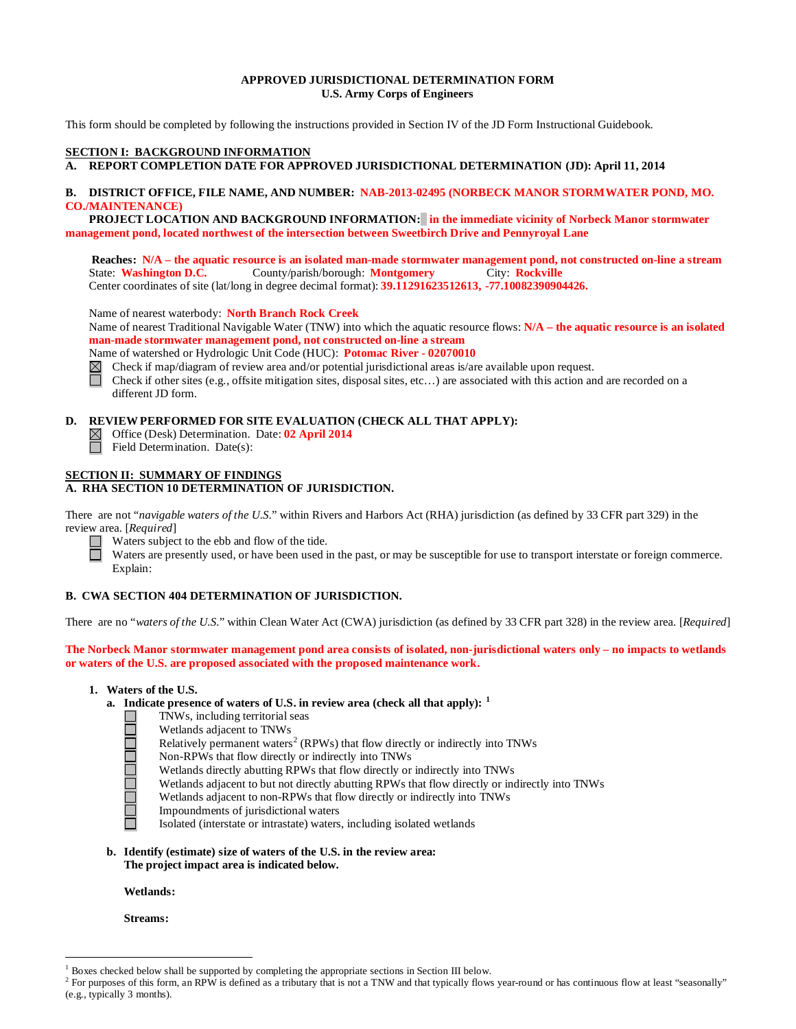**APPROVED JURISDICTIONAL DETERMINATION FORM**
**U.S. Army Corps of Engineers**

This form should be completed by following the instructions provided in Section IV of the JD Form Instructional Guidebook.

**SECTION I: BACKGROUND INFORMATION**

**A. REPORT COMPLETION DATE FOR APPROVED JURISDICTIONAL DETERMINATION (JD): April 11, 2014**

**B. DISTRICT OFFICE, FILE NAME, AND NUMBER: NAB-2013-02495 (NORBECK MANOR STORMWATER POND, MO. CO./MAINTENANCE)**

**PROJECT LOCATION AND BACKGROUND INFORMATION: in the immediate vicinity of Norbeck Manor stormwater management pond, located northwest of the intersection between Sweetbirch Drive and Pennyroyal Lane**

**Reaches: N/A – the aquatic resource is an isolated man-made stormwater management pond, not constructed on-line a stream**

State: **Washington D.C.** County/parish/borough: **Montgomery** City: **Rockville**

Center coordinates of site (lat/long in degree decimal format): **39.11291623512613, -77.10082390904426.**

Name of nearest waterbody: **North Branch Rock Creek**

Name of nearest Traditional Navigable Water (TNW) into which the aquatic resource flows: **N/A – the aquatic resource is an isolated man-made stormwater management pond, not constructed on-line a stream**

Name of watershed or Hydrologic Unit Code (HUC): **Potomac River - 02070010**

- ☒ Check if map/diagram of review area and/or potential jurisdictional areas is/are available upon request.
- ☐ Check if other sites (e.g., offsite mitigation sites, disposal sites, etc…) are associated with this action and are recorded on a different JD form.

**D. REVIEW PERFORMED FOR SITE EVALUATION (CHECK ALL THAT APPLY):**

- ☒ Office (Desk) Determination. Date: **02 April 2014**
- ☐ Field Determination. Date(s):

**SECTION II: SUMMARY OF FINDINGS**

**A. RHA SECTION 10 DETERMINATION OF JURISDICTION.**

There are not "*navigable waters of the U.S.*" within Rivers and Harbors Act (RHA) jurisdiction (as defined by 33 CFR part 329) in the review area. [*Required*]

- ☐ Waters subject to the ebb and flow of the tide.
- ☐ Waters are presently used, or have been used in the past, or may be susceptible for use to transport interstate or foreign commerce. Explain:

**B. CWA SECTION 404 DETERMINATION OF JURISDICTION.**

There are no "*waters of the U.S.*" within Clean Water Act (CWA) jurisdiction (as defined by 33 CFR part 328) in the review area. [*Required*]

**The Norbeck Manor stormwater management pond area consists of isolated, non-jurisdictional waters only – no impacts to wetlands or waters of the U.S. are proposed associated with the proposed maintenance work.**

**1. Waters of the U.S.**

**a. Indicate presence of waters of U.S. in review area (check all that apply):** [1]

- ☐ TNWs, including territorial seas
- ☐ Wetlands adjacent to TNWs
- ☐ Relatively permanent waters[2] (RPWs) that flow directly or indirectly into TNWs
- ☐ Non-RPWs that flow directly or indirectly into TNWs
- ☐ Wetlands directly abutting RPWs that flow directly or indirectly into TNWs
- ☐ Wetlands adjacent to but not directly abutting RPWs that flow directly or indirectly into TNWs
- ☐ Wetlands adjacent to non-RPWs that flow directly or indirectly into TNWs
- ☐ Impoundments of jurisdictional waters
- ☐ Isolated (interstate or intrastate) waters, including isolated wetlands

**b. Identify (estimate) size of waters of the U.S. in the review area:**
**The project impact area is indicated below.**

**Wetlands:**

**Streams:**

---

[1] Boxes checked below shall be supported by completing the appropriate sections in Section III below.

[2] For purposes of this form, an RPW is defined as a tributary that is not a TNW and that typically flows year-round or has continuous flow at least "seasonally" (e.g., typically 3 months).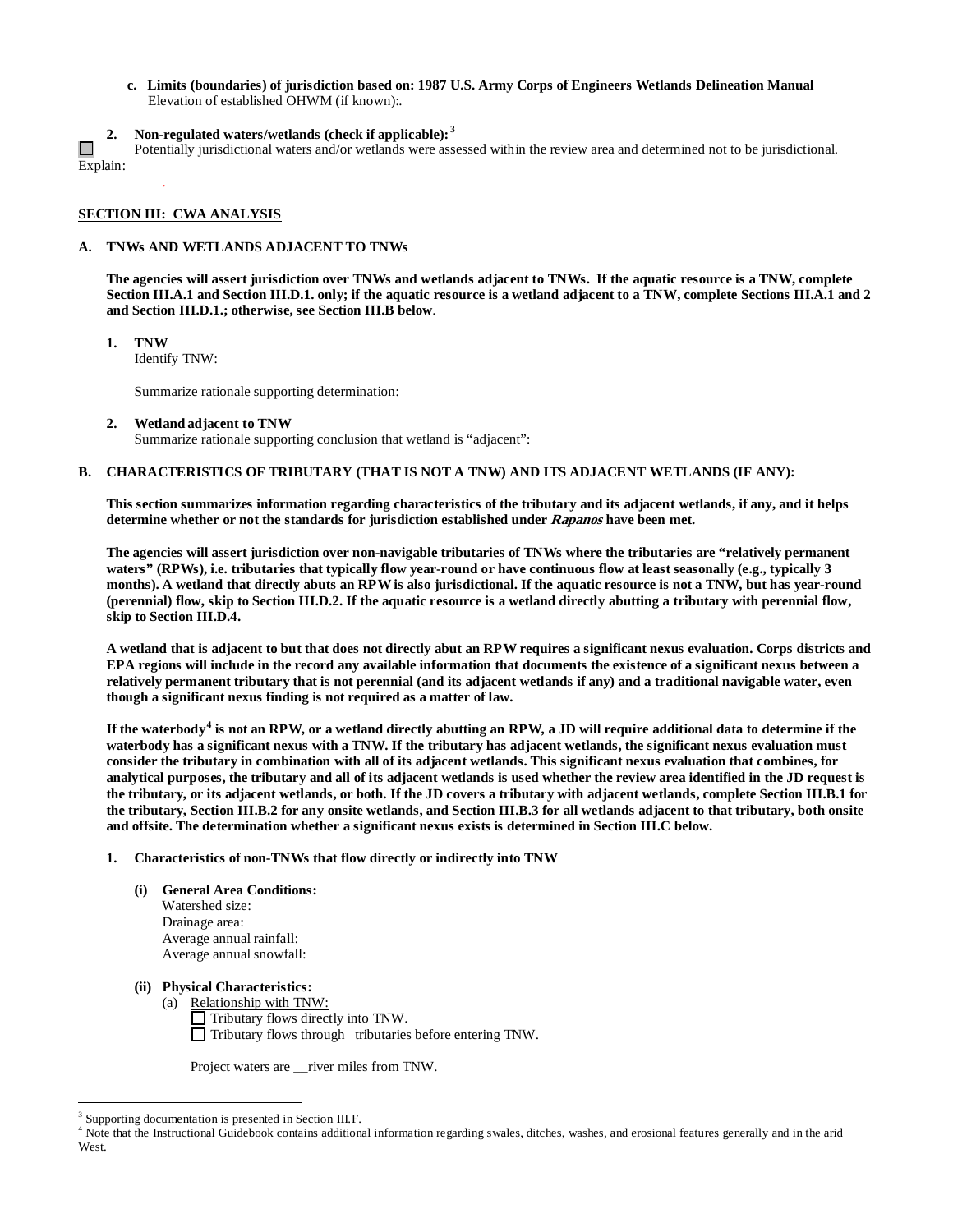**c. Limits (boundaries) of jurisdiction based on: 1987 U.S. Army Corps of Engineers Wetlands Delineation Manual**
Elevation of established OHWM (if known):.

**2. Non-regulated waters/wetlands (check if applicable):**[3]

☐ Potentially jurisdictional waters and/or wetlands were assessed within the review area and determined not to be jurisdictional. Explain:

.

**SECTION III: CWA ANALYSIS**

**A. TNWs AND WETLANDS ADJACENT TO TNWs**

**The agencies will assert jurisdiction over TNWs and wetlands adjacent to TNWs. If the aquatic resource is a TNW, complete Section III.A.1 and Section III.D.1. only; if the aquatic resource is a wetland adjacent to a TNW, complete Sections III.A.1 and 2 and Section III.D.1.; otherwise, see Section III.B below**.

**1. TNW**
Identify TNW:

Summarize rationale supporting determination:

**2. Wetland adjacent to TNW**
Summarize rationale supporting conclusion that wetland is "adjacent":

**B. CHARACTERISTICS OF TRIBUTARY (THAT IS NOT A TNW) AND ITS ADJACENT WETLANDS (IF ANY):**

**This section summarizes information regarding characteristics of the tributary and its adjacent wetlands, if any, and it helps determine whether or not the standards for jurisdiction established under *Rapanos* have been met.**

**The agencies will assert jurisdiction over non-navigable tributaries of TNWs where the tributaries are "relatively permanent waters" (RPWs), i.e. tributaries that typically flow year-round or have continuous flow at least seasonally (e.g., typically 3 months). A wetland that directly abuts an RPW is also jurisdictional. If the aquatic resource is not a TNW, but has year-round (perennial) flow, skip to Section III.D.2. If the aquatic resource is a wetland directly abutting a tributary with perennial flow, skip to Section III.D.4.**

**A wetland that is adjacent to but that does not directly abut an RPW requires a significant nexus evaluation. Corps districts and EPA regions will include in the record any available information that documents the existence of a significant nexus between a relatively permanent tributary that is not perennial (and its adjacent wetlands if any) and a traditional navigable water, even though a significant nexus finding is not required as a matter of law.**

**If the waterbody**[4] **is not an RPW, or a wetland directly abutting an RPW, a JD will require additional data to determine if the waterbody has a significant nexus with a TNW. If the tributary has adjacent wetlands, the significant nexus evaluation must consider the tributary in combination with all of its adjacent wetlands. This significant nexus evaluation that combines, for analytical purposes, the tributary and all of its adjacent wetlands is used whether the review area identified in the JD request is the tributary, or its adjacent wetlands, or both. If the JD covers a tributary with adjacent wetlands, complete Section III.B.1 for the tributary, Section III.B.2 for any onsite wetlands, and Section III.B.3 for all wetlands adjacent to that tributary, both onsite and offsite. The determination whether a significant nexus exists is determined in Section III.C below.**

**1. Characteristics of non-TNWs that flow directly or indirectly into TNW**

**(i) General Area Conditions:**
Watershed size:
Drainage area:
Average annual rainfall:
Average annual snowfall:

**(ii) Physical Characteristics:**

(a) Relationship with TNW:
☐ Tributary flows directly into TNW.
☐ Tributary flows through tributaries before entering TNW.

Project waters are __river miles from TNW.

[3] Supporting documentation is presented in Section III.F.
[4] Note that the Instructional Guidebook contains additional information regarding swales, ditches, washes, and erosional features generally and in the arid West.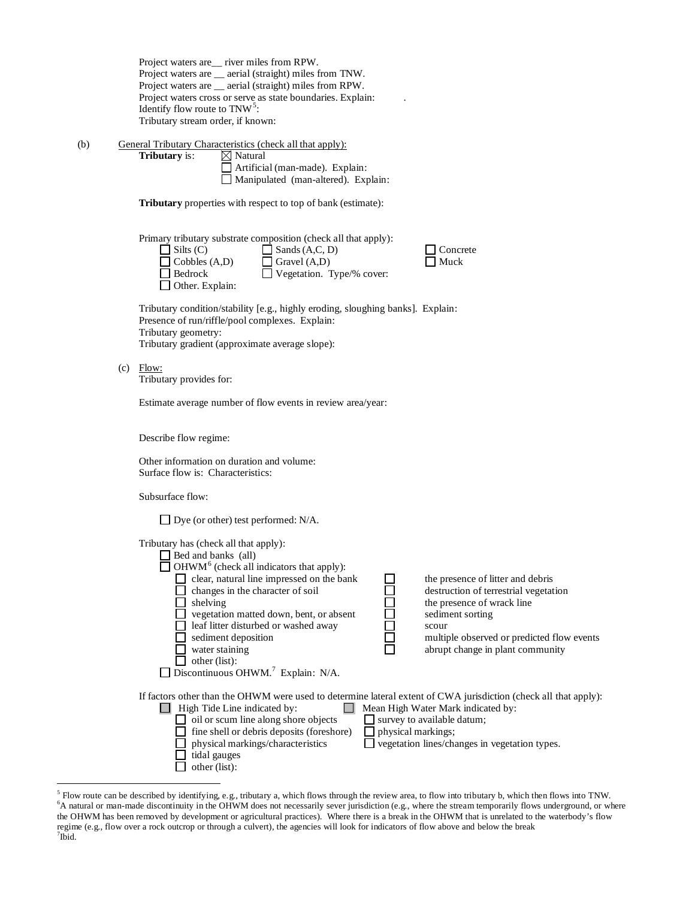Project waters are__ river miles from RPW.
Project waters are __ aerial (straight) miles from TNW.
Project waters are __ aerial (straight) miles from RPW.
Project waters cross or serve as state boundaries. Explain: .
Identify flow route to TNW[5]:
Tributary stream order, if known:

(b) General Tributary Characteristics (check all that apply):

**Tributary** is:
- ☒ Natural
- ☐ Artificial (man-made). Explain:
- ☐ Manipulated (man-altered). Explain:

**Tributary** properties with respect to top of bank (estimate):

Primary tributary substrate composition (check all that apply):
- ☐ Silts (C)
- ☐ Sands (A,C, D)
- ☐ Concrete
- ☐ Cobbles (A,D)
- ☐ Gravel (A,D)
- ☐ Muck
- ☐ Bedrock
- ☐ Vegetation. Type/% cover:
- ☐ Other. Explain:

Tributary condition/stability [e.g., highly eroding, sloughing banks]. Explain:
Presence of run/riffle/pool complexes. Explain:
Tributary geometry:
Tributary gradient (approximate average slope):

(c) Flow:

Tributary provides for:

Estimate average number of flow events in review area/year:

Describe flow regime:

Other information on duration and volume:
Surface flow is: Characteristics:

Subsurface flow:

- ☐ Dye (or other) test performed: N/A.

Tributary has (check all that apply):
- ☐ Bed and banks (all)
- ☐ OHWM[6] (check all indicators that apply):
  - ☐ clear, natural line impressed on the bank
  - ☐ the presence of litter and debris
  - ☐ changes in the character of soil
  - ☐ destruction of terrestrial vegetation
  - ☐ shelving
  - ☐ the presence of wrack line
  - ☐ vegetation matted down, bent, or absent
  - ☐ sediment sorting
  - ☐ leaf litter disturbed or washed away
  - ☐ scour
  - ☐ sediment deposition
  - ☐ multiple observed or predicted flow events
  - ☐ water staining
  - ☐ abrupt change in plant community
  - ☐ other (list):
- ☐ Discontinuous OHWM.[7] Explain: N/A.

If factors other than the OHWM were used to determine lateral extent of CWA jurisdiction (check all that apply):
- ☐ High Tide Line indicated by:
  - ☐ oil or scum line along shore objects
  - ☐ fine shell or debris deposits (foreshore)
  - ☐ physical markings/characteristics
  - ☐ tidal gauges
  - ☐ other (list):
- ☐ Mean High Water Mark indicated by:
  - ☐ survey to available datum;
  - ☐ physical markings;
  - ☐ vegetation lines/changes in vegetation types.

---

[5] Flow route can be described by identifying, e.g., tributary a, which flows through the review area, to flow into tributary b, which then flows into TNW.
[6] A natural or man-made discontinuity in the OHWM does not necessarily sever jurisdiction (e.g., where the stream temporarily flows underground, or where the OHWM has been removed by development or agricultural practices). Where there is a break in the OHWM that is unrelated to the waterbody's flow regime (e.g., flow over a rock outcrop or through a culvert), the agencies will look for indicators of flow above and below the break
[7] Ibid.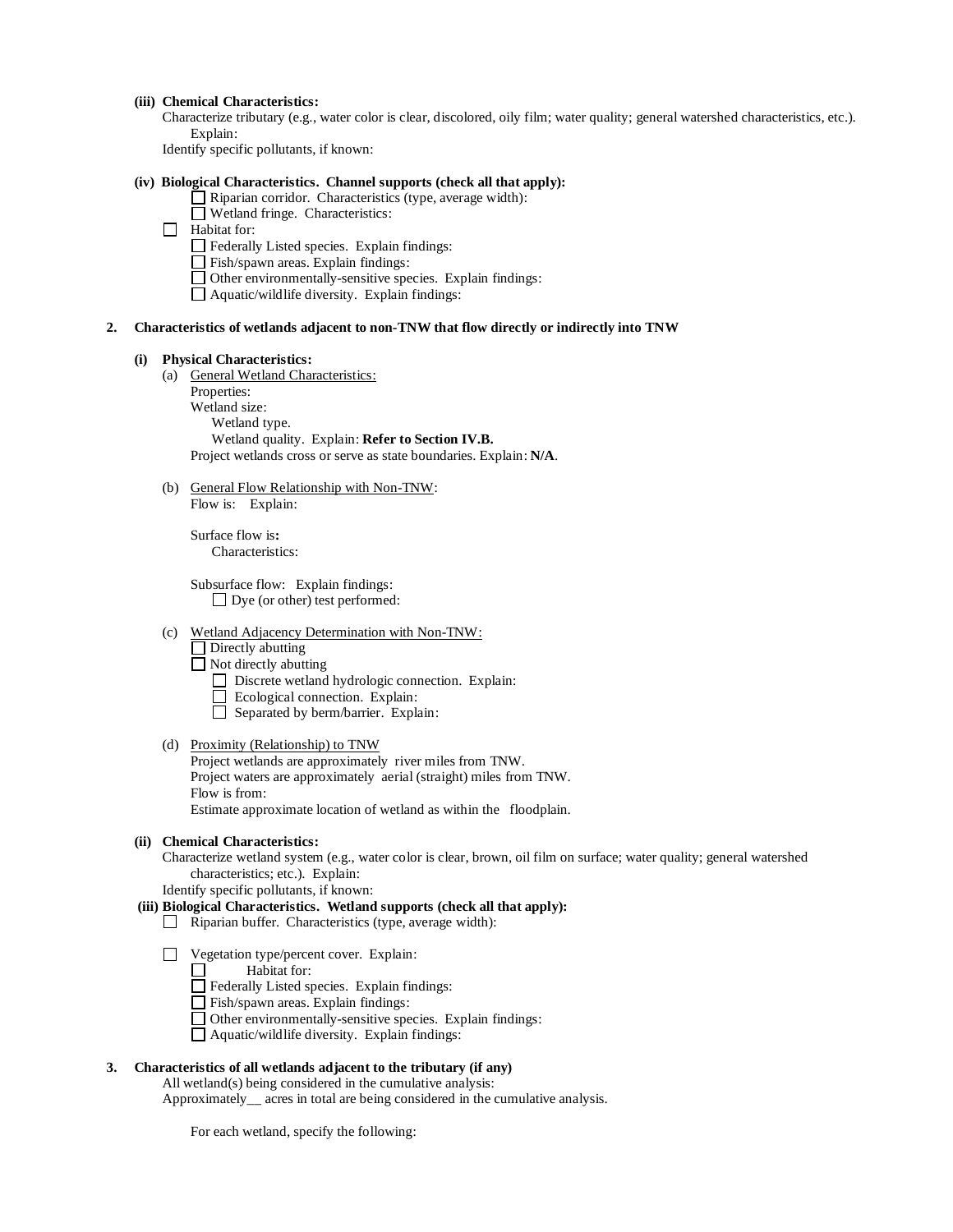**(iii) Chemical Characteristics:**

Characterize tributary (e.g., water color is clear, discolored, oily film; water quality; general watershed characteristics, etc.). Explain:

Identify specific pollutants, if known:

**(iv) Biological Characteristics. Channel supports (check all that apply):**

- ☐ Riparian corridor. Characteristics (type, average width):
- ☐ Wetland fringe. Characteristics:
- ☐ Habitat for:
  - ☐ Federally Listed species. Explain findings:
  - ☐ Fish/spawn areas. Explain findings:
  - ☐ Other environmentally-sensitive species. Explain findings:
  - ☐ Aquatic/wildlife diversity. Explain findings:

**2. Characteristics of wetlands adjacent to non-TNW that flow directly or indirectly into TNW**

**(i) Physical Characteristics:**

(a) General Wetland Characteristics:

Properties:

Wetland size:

Wetland type.

Wetland quality. Explain: **Refer to Section IV.B.**

Project wetlands cross or serve as state boundaries. Explain: **N/A**.

(b) General Flow Relationship with Non-TNW:

Flow is: Explain:

Surface flow is**:**

Characteristics:

Subsurface flow: Explain findings:

☐ Dye (or other) test performed:

(c) Wetland Adjacency Determination with Non-TNW:

- ☐ Directly abutting
- ☐ Not directly abutting
  - ☐ Discrete wetland hydrologic connection. Explain:
  - ☐ Ecological connection. Explain:
  - ☐ Separated by berm/barrier. Explain:

(d) Proximity (Relationship) to TNW

Project wetlands are approximately river miles from TNW.

Project waters are approximately aerial (straight) miles from TNW.

Flow is from:

Estimate approximate location of wetland as within the floodplain.

**(ii) Chemical Characteristics:**

Characterize wetland system (e.g., water color is clear, brown, oil film on surface; water quality; general watershed characteristics; etc.). Explain:

Identify specific pollutants, if known:

**(iii) Biological Characteristics. Wetland supports (check all that apply):**

- ☐ Riparian buffer. Characteristics (type, average width):
- ☐ Vegetation type/percent cover. Explain:
  - ☐ Habitat for:
  - ☐ Federally Listed species. Explain findings:
  - ☐ Fish/spawn areas. Explain findings:
  - ☐ Other environmentally-sensitive species. Explain findings:
  - ☐ Aquatic/wildlife diversity. Explain findings:

**3. Characteristics of all wetlands adjacent to the tributary (if any)**

All wetland(s) being considered in the cumulative analysis:

Approximately__ acres in total are being considered in the cumulative analysis.

For each wetland, specify the following: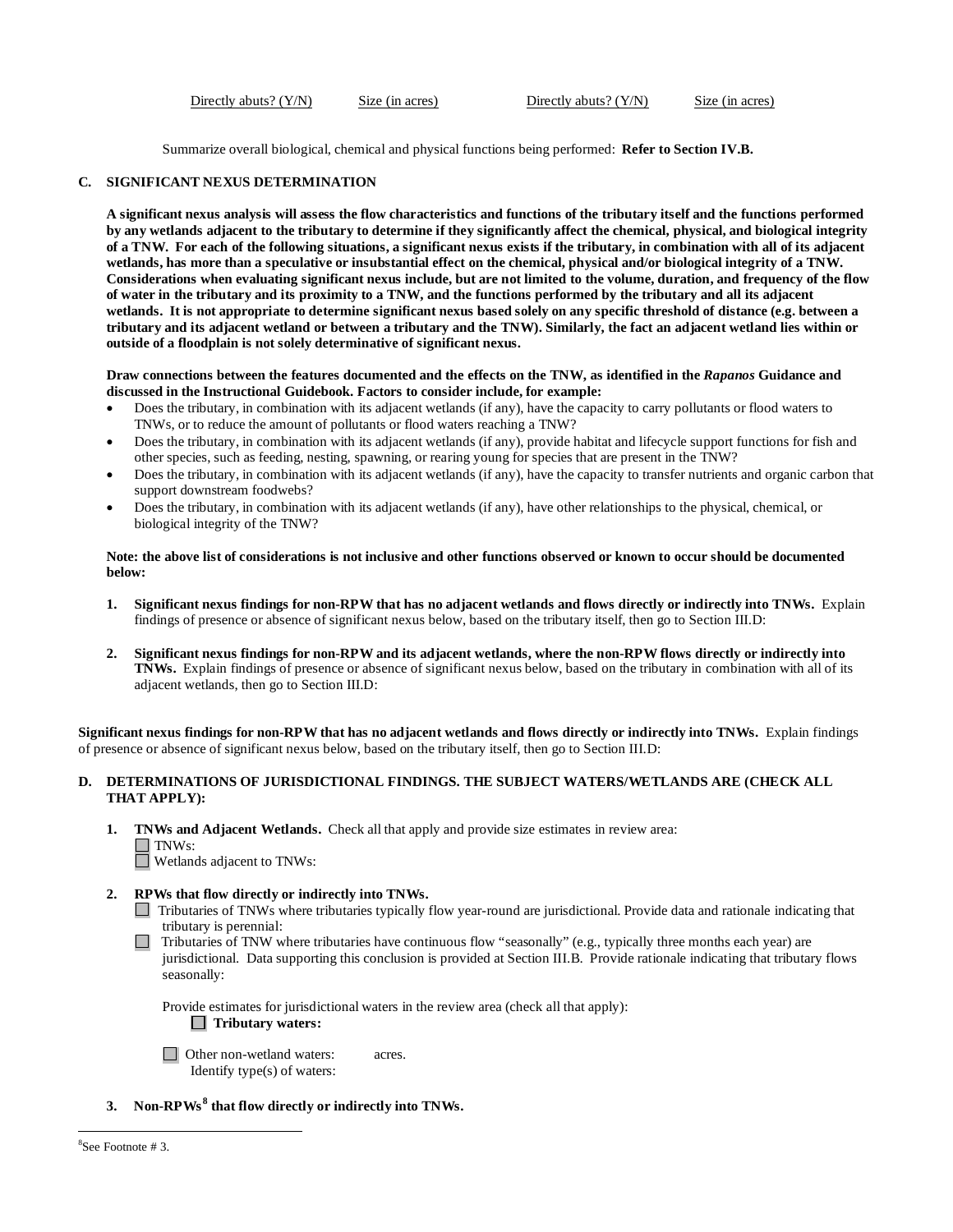Directly abuts? (Y/N)    Size (in acres)    Directly abuts? (Y/N)    Size (in acres)

Summarize overall biological, chemical and physical functions being performed: **Refer to Section IV.B.**

## C. SIGNIFICANT NEXUS DETERMINATION

**A significant nexus analysis will assess the flow characteristics and functions of the tributary itself and the functions performed by any wetlands adjacent to the tributary to determine if they significantly affect the chemical, physical, and biological integrity of a TNW. For each of the following situations, a significant nexus exists if the tributary, in combination with all of its adjacent wetlands, has more than a speculative or insubstantial effect on the chemical, physical and/or biological integrity of a TNW. Considerations when evaluating significant nexus include, but are not limited to the volume, duration, and frequency of the flow of water in the tributary and its proximity to a TNW, and the functions performed by the tributary and all its adjacent wetlands. It is not appropriate to determine significant nexus based solely on any specific threshold of distance (e.g. between a tributary and its adjacent wetland or between a tributary and the TNW). Similarly, the fact an adjacent wetland lies within or outside of a floodplain is not solely determinative of significant nexus.**

**Draw connections between the features documented and the effects on the TNW, as identified in the *Rapanos* Guidance and discussed in the Instructional Guidebook. Factors to consider include, for example:**

- Does the tributary, in combination with its adjacent wetlands (if any), have the capacity to carry pollutants or flood waters to TNWs, or to reduce the amount of pollutants or flood waters reaching a TNW?
- Does the tributary, in combination with its adjacent wetlands (if any), provide habitat and lifecycle support functions for fish and other species, such as feeding, nesting, spawning, or rearing young for species that are present in the TNW?
- Does the tributary, in combination with its adjacent wetlands (if any), have the capacity to transfer nutrients and organic carbon that support downstream foodwebs?
- Does the tributary, in combination with its adjacent wetlands (if any), have other relationships to the physical, chemical, or biological integrity of the TNW?

**Note: the above list of considerations is not inclusive and other functions observed or known to occur should be documented below:**

1. **Significant nexus findings for non-RPW that has no adjacent wetlands and flows directly or indirectly into TNWs.** Explain findings of presence or absence of significant nexus below, based on the tributary itself, then go to Section III.D:

2. **Significant nexus findings for non-RPW and its adjacent wetlands, where the non-RPW flows directly or indirectly into TNWs.** Explain findings of presence or absence of significant nexus below, based on the tributary in combination with all of its adjacent wetlands, then go to Section III.D:

**Significant nexus findings for non-RPW that has no adjacent wetlands and flows directly or indirectly into TNWs.** Explain findings of presence or absence of significant nexus below, based on the tributary itself, then go to Section III.D:

## D. DETERMINATIONS OF JURISDICTIONAL FINDINGS. THE SUBJECT WATERS/WETLANDS ARE (CHECK ALL THAT APPLY):

1. **TNWs and Adjacent Wetlands.** Check all that apply and provide size estimates in review area:
   - ☐ TNWs:
   - ☐ Wetlands adjacent to TNWs:

2. **RPWs that flow directly or indirectly into TNWs.**
   - ☐ Tributaries of TNWs where tributaries typically flow year-round are jurisdictional. Provide data and rationale indicating that tributary is perennial:
   - ☐ Tributaries of TNW where tributaries have continuous flow "seasonally" (e.g., typically three months each year) are jurisdictional. Data supporting this conclusion is provided at Section III.B. Provide rationale indicating that tributary flows seasonally:

   Provide estimates for jurisdictional waters in the review area (check all that apply):
   - ☐ **Tributary waters:**

   - ☐ Other non-wetland waters: acres.
     Identify type(s) of waters:

3. **Non-RPWs[8] that flow directly or indirectly into TNWs.**

[8]See Footnote # 3.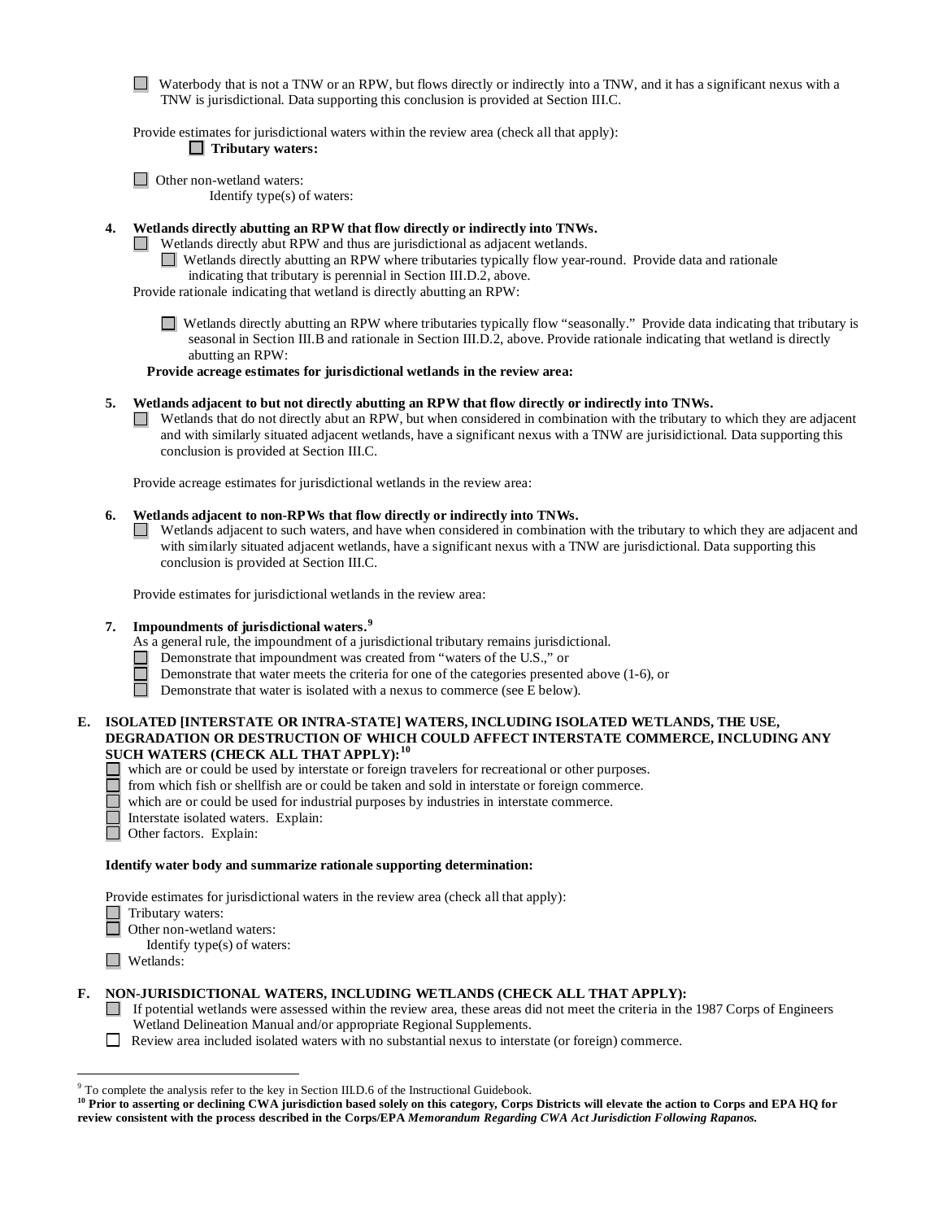- ☐ Waterbody that is not a TNW or an RPW, but flows directly or indirectly into a TNW, and it has a significant nexus with a TNW is jurisdictional. Data supporting this conclusion is provided at Section III.C.

Provide estimates for jurisdictional waters within the review area (check all that apply):

- ☐ **Tributary waters:**

- ☐ Other non-wetland waters:
  Identify type(s) of waters:

**4. Wetlands directly abutting an RPW that flow directly or indirectly into TNWs.**

- ☐ Wetlands directly abut RPW and thus are jurisdictional as adjacent wetlands.
  - ☐ Wetlands directly abutting an RPW where tributaries typically flow year-round. Provide data and rationale indicating that tributary is perennial in Section III.D.2, above.

Provide rationale indicating that wetland is directly abutting an RPW:

  - ☐ Wetlands directly abutting an RPW where tributaries typically flow "seasonally." Provide data indicating that tributary is seasonal in Section III.B and rationale in Section III.D.2, above. Provide rationale indicating that wetland is directly abutting an RPW:

**Provide acreage estimates for jurisdictional wetlands in the review area:**

**5. Wetlands adjacent to but not directly abutting an RPW that flow directly or indirectly into TNWs.**

- ☐ Wetlands that do not directly abut an RPW, but when considered in combination with the tributary to which they are adjacent and with similarly situated adjacent wetlands, have a significant nexus with a TNW are jurisidictional. Data supporting this conclusion is provided at Section III.C.

Provide acreage estimates for jurisdictional wetlands in the review area:

**6. Wetlands adjacent to non-RPWs that flow directly or indirectly into TNWs.**

- ☐ Wetlands adjacent to such waters, and have when considered in combination with the tributary to which they are adjacent and with similarly situated adjacent wetlands, have a significant nexus with a TNW are jurisdictional. Data supporting this conclusion is provided at Section III.C.

Provide estimates for jurisdictional wetlands in the review area:

**7. Impoundments of jurisdictional waters.**[9]

As a general rule, the impoundment of a jurisdictional tributary remains jurisdictional.

- ☐ Demonstrate that impoundment was created from "waters of the U.S.," or
- ☐ Demonstrate that water meets the criteria for one of the categories presented above (1-6), or
- ☐ Demonstrate that water is isolated with a nexus to commerce (see E below).

## E. ISOLATED [INTERSTATE OR INTRA-STATE] WATERS, INCLUDING ISOLATED WETLANDS, THE USE, DEGRADATION OR DESTRUCTION OF WHICH COULD AFFECT INTERSTATE COMMERCE, INCLUDING ANY SUCH WATERS (CHECK ALL THAT APPLY):[10]

- ☐ which are or could be used by interstate or foreign travelers for recreational or other purposes.
- ☐ from which fish or shellfish are or could be taken and sold in interstate or foreign commerce.
- ☐ which are or could be used for industrial purposes by industries in interstate commerce.
- ☐ Interstate isolated waters. Explain:
- ☐ Other factors. Explain:

**Identify water body and summarize rationale supporting determination:**

Provide estimates for jurisdictional waters in the review area (check all that apply):

- ☐ Tributary waters:
- ☐ Other non-wetland waters:
  Identify type(s) of waters:
- ☐ Wetlands:

## F. NON-JURISDICTIONAL WATERS, INCLUDING WETLANDS (CHECK ALL THAT APPLY):

- ☐ If potential wetlands were assessed within the review area, these areas did not meet the criteria in the 1987 Corps of Engineers Wetland Delineation Manual and/or appropriate Regional Supplements.
- ☐ Review area included isolated waters with no substantial nexus to interstate (or foreign) commerce.

---

[9] To complete the analysis refer to the key in Section III.D.6 of the Instructional Guidebook.

[10] **Prior to asserting or declining CWA jurisdiction based solely on this category, Corps Districts will elevate the action to Corps and EPA HQ for review consistent with the process described in the Corps/EPA *Memorandum Regarding CWA Act Jurisdiction Following Rapanos.***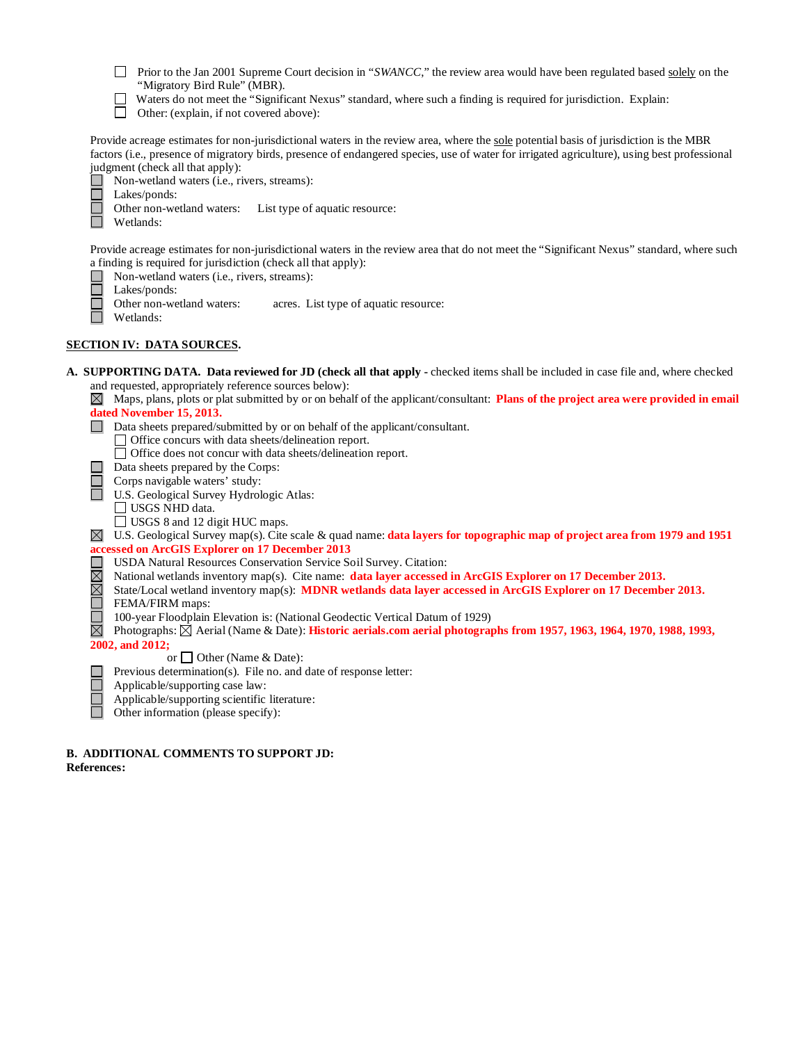- ☐ Prior to the Jan 2001 Supreme Court decision in "*SWANCC*," the review area would have been regulated based solely on the "Migratory Bird Rule" (MBR).
- ☐ Waters do not meet the "Significant Nexus" standard, where such a finding is required for jurisdiction. Explain:
- ☐ Other: (explain, if not covered above):

Provide acreage estimates for non-jurisdictional waters in the review area, where the sole potential basis of jurisdiction is the MBR factors (i.e., presence of migratory birds, presence of endangered species, use of water for irrigated agriculture), using best professional judgment (check all that apply):

- ☐ Non-wetland waters (i.e., rivers, streams):
- ☐ Lakes/ponds:
- ☐ Other non-wetland waters: List type of aquatic resource:
- ☐ Wetlands:

Provide acreage estimates for non-jurisdictional waters in the review area that do not meet the "Significant Nexus" standard, where such a finding is required for jurisdiction (check all that apply):

- ☐ Non-wetland waters (i.e., rivers, streams):
- ☐ Lakes/ponds:
- ☐ Other non-wetland waters: acres. List type of aquatic resource:
- ☐ Wetlands:

## SECTION IV: DATA SOURCES.

**A. SUPPORTING DATA. Data reviewed for JD (check all that apply -** checked items shall be included in case file and, where checked and requested, appropriately reference sources below):

- ☒ Maps, plans, plots or plat submitted by or on behalf of the applicant/consultant: **Plans of the project area were provided in email dated November 15, 2013.**
- ☐ Data sheets prepared/submitted by or on behalf of the applicant/consultant.
  - ☐ Office concurs with data sheets/delineation report.
  - ☐ Office does not concur with data sheets/delineation report.
- ☐ Data sheets prepared by the Corps:
- ☐ Corps navigable waters' study:
- ☐ U.S. Geological Survey Hydrologic Atlas:
  - ☐ USGS NHD data.
  - ☐ USGS 8 and 12 digit HUC maps.
- ☒ U.S. Geological Survey map(s). Cite scale & quad name: **data layers for topographic map of project area from 1979 and 1951 accessed on ArcGIS Explorer on 17 December 2013**
- ☐ USDA Natural Resources Conservation Service Soil Survey. Citation:
- ☒ National wetlands inventory map(s). Cite name: **data layer accessed in ArcGIS Explorer on 17 December 2013.**
- ☒ State/Local wetland inventory map(s): **MDNR wetlands data layer accessed in ArcGIS Explorer on 17 December 2013.**
- ☐ FEMA/FIRM maps:
- ☐ 100-year Floodplain Elevation is: (National Geodectic Vertical Datum of 1929)
- ☒ Photographs: ☒ Aerial (Name & Date): **Historic aerials.com aerial photographs from 1957, 1963, 1964, 1970, 1988, 1993, 2002, and 2012;**

  or ☐ Other (Name & Date):
- ☐ Previous determination(s). File no. and date of response letter:
- ☐ Applicable/supporting case law:
- ☐ Applicable/supporting scientific literature:
- ☐ Other information (please specify):

**B. ADDITIONAL COMMENTS TO SUPPORT JD:**

**References:**